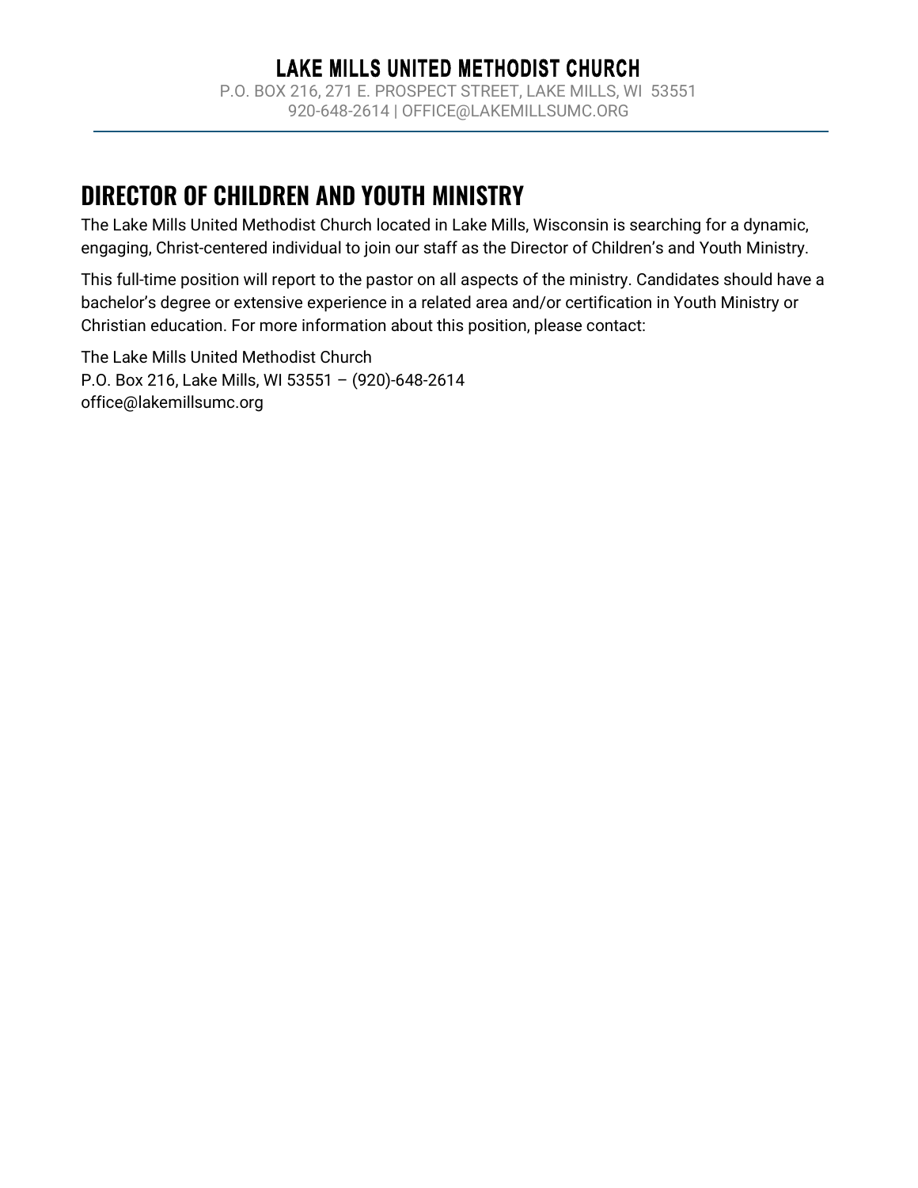# LAKE MILLS UNITED METHODIST CHURCH

P.O. BOX 216, 271 E. PROSPECT STREET, LAKE MILLS, WI 53551
920-648-2614 | OFFICE@LAKEMILLSUMC.ORG

## DIRECTOR OF CHILDREN AND YOUTH MINISTRY

The Lake Mills United Methodist Church located in Lake Mills, Wisconsin is searching for a dynamic, engaging, Christ-centered individual to join our staff as the Director of Children's and Youth Ministry.

This full-time position will report to the pastor on all aspects of the ministry. Candidates should have a bachelor's degree or extensive experience in a related area and/or certification in Youth Ministry or Christian education. For more information about this position, please contact:

The Lake Mills United Methodist Church
P.O. Box 216, Lake Mills, WI 53551 – (920)-648-2614
office@lakemillsumc.org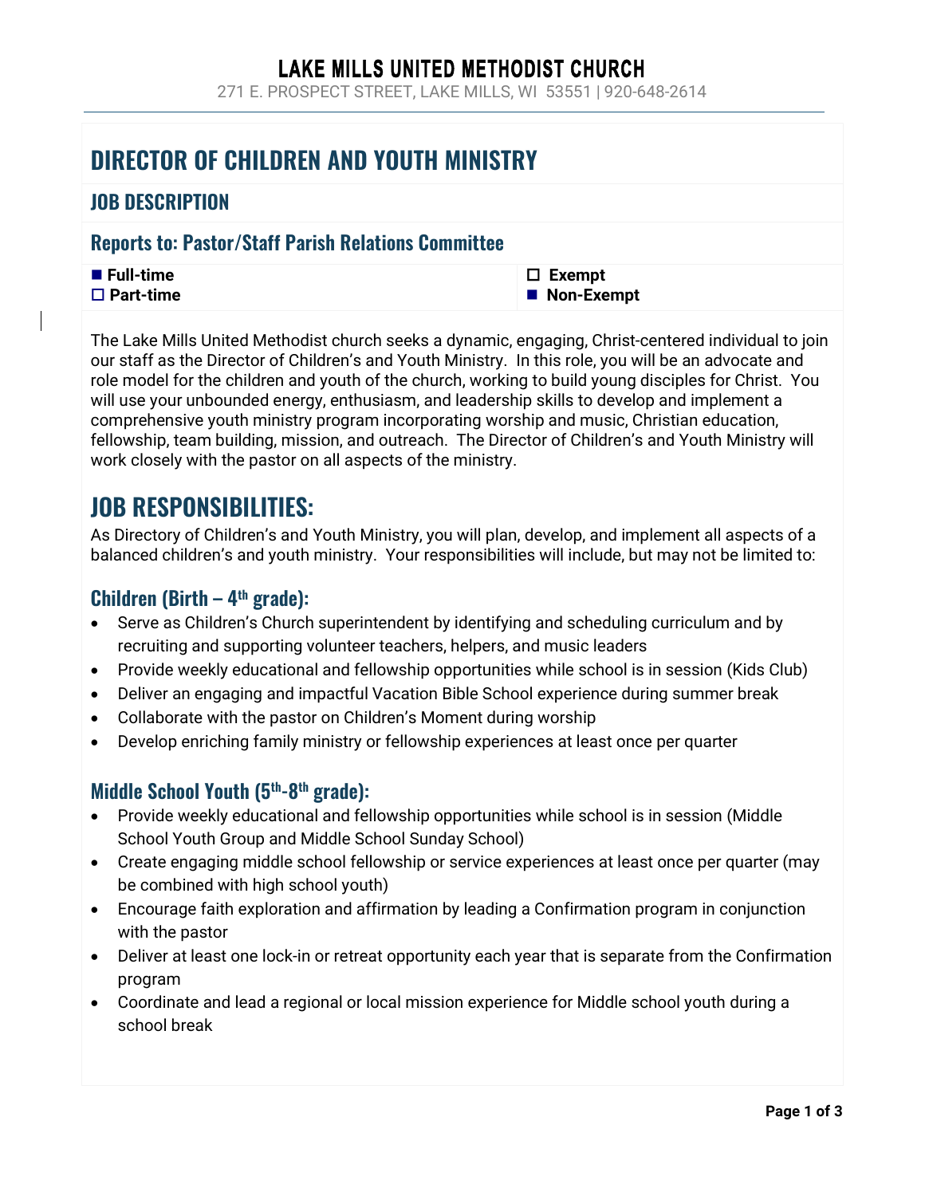# LAKE MILLS UNITED METHODIST CHURCH

271 E. PROSPECT STREET, LAKE MILLS, WI 53551 | 920-648-2614

# DIRECTOR OF CHILDREN AND YOUTH MINISTRY

## JOB DESCRIPTION

### Reports to: Pastor/Staff Parish Relations Committee

| | |
|---|---|
| ■ **Full-time** | ☐ **Exempt** |
| ☐ **Part-time** | ■ **Non-Exempt** |

The Lake Mills United Methodist church seeks a dynamic, engaging, Christ-centered individual to join our staff as the Director of Children's and Youth Ministry. In this role, you will be an advocate and role model for the children and youth of the church, working to build young disciples for Christ. You will use your unbounded energy, enthusiasm, and leadership skills to develop and implement a comprehensive youth ministry program incorporating worship and music, Christian education, fellowship, team building, mission, and outreach. The Director of Children's and Youth Ministry will work closely with the pastor on all aspects of the ministry.

# JOB RESPONSIBILITIES:

As Directory of Children's and Youth Ministry, you will plan, develop, and implement all aspects of a balanced children's and youth ministry. Your responsibilities will include, but may not be limited to:

### Children (Birth – 4th grade):

- Serve as Children's Church superintendent by identifying and scheduling curriculum and by recruiting and supporting volunteer teachers, helpers, and music leaders
- Provide weekly educational and fellowship opportunities while school is in session (Kids Club)
- Deliver an engaging and impactful Vacation Bible School experience during summer break
- Collaborate with the pastor on Children's Moment during worship
- Develop enriching family ministry or fellowship experiences at least once per quarter

### Middle School Youth (5th-8th grade):

- Provide weekly educational and fellowship opportunities while school is in session (Middle School Youth Group and Middle School Sunday School)
- Create engaging middle school fellowship or service experiences at least once per quarter (may be combined with high school youth)
- Encourage faith exploration and affirmation by leading a Confirmation program in conjunction with the pastor
- Deliver at least one lock-in or retreat opportunity each year that is separate from the Confirmation program
- Coordinate and lead a regional or local mission experience for Middle school youth during a school break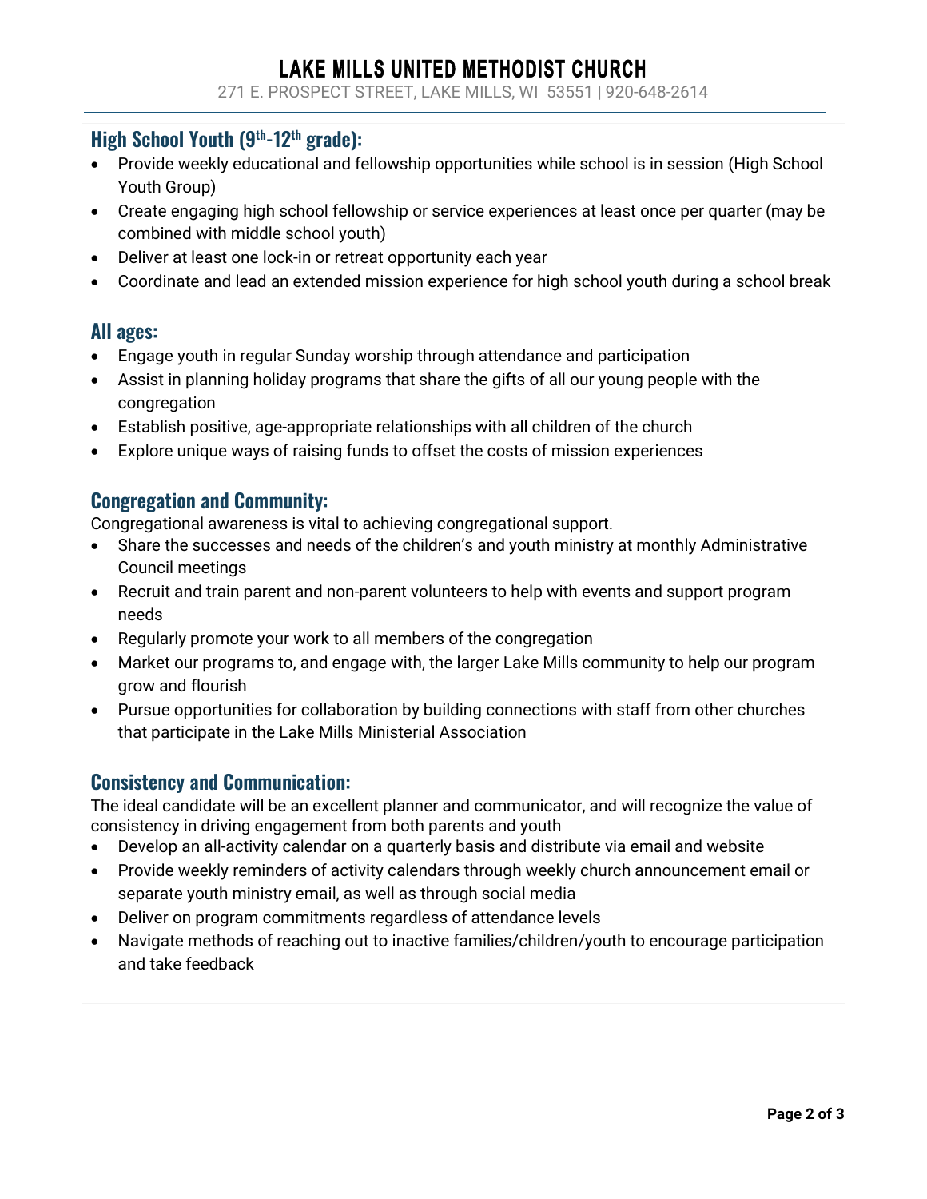### High School Youth ($9^{th}$-$12^{th}$ grade):

- Provide weekly educational and fellowship opportunities while school is in session (High School Youth Group)
- Create engaging high school fellowship or service experiences at least once per quarter (may be combined with middle school youth)
- Deliver at least one lock-in or retreat opportunity each year
- Coordinate and lead an extended mission experience for high school youth during a school break

### All ages:

- Engage youth in regular Sunday worship through attendance and participation
- Assist in planning holiday programs that share the gifts of all our young people with the congregation
- Establish positive, age-appropriate relationships with all children of the church
- Explore unique ways of raising funds to offset the costs of mission experiences

### Congregation and Community:

Congregational awareness is vital to achieving congregational support.

- Share the successes and needs of the children's and youth ministry at monthly Administrative Council meetings
- Recruit and train parent and non-parent volunteers to help with events and support program needs
- Regularly promote your work to all members of the congregation
- Market our programs to, and engage with, the larger Lake Mills community to help our program grow and flourish
- Pursue opportunities for collaboration by building connections with staff from other churches that participate in the Lake Mills Ministerial Association

### Consistency and Communication:

The ideal candidate will be an excellent planner and communicator, and will recognize the value of consistency in driving engagement from both parents and youth

- Develop an all-activity calendar on a quarterly basis and distribute via email and website
- Provide weekly reminders of activity calendars through weekly church announcement email or separate youth ministry email, as well as through social media
- Deliver on program commitments regardless of attendance levels
- Navigate methods of reaching out to inactive families/children/youth to encourage participation and take feedback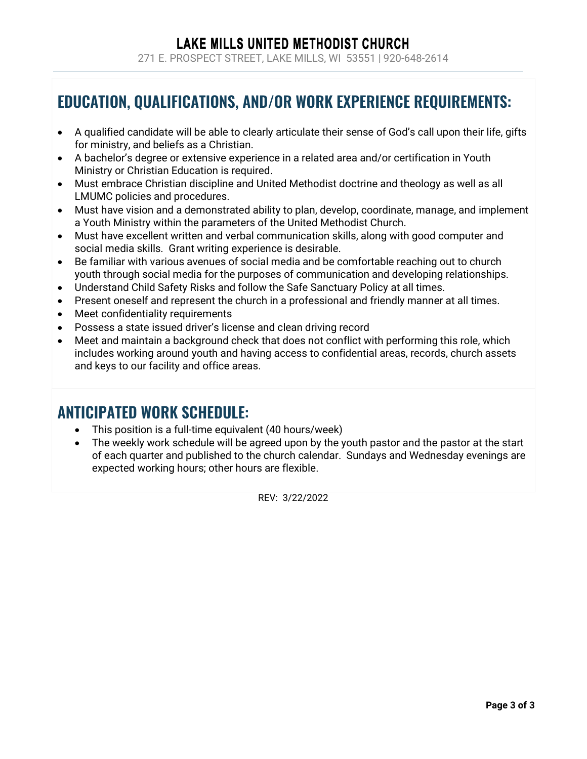## EDUCATION, QUALIFICATIONS, AND/OR WORK EXPERIENCE REQUIREMENTS:

- A qualified candidate will be able to clearly articulate their sense of God's call upon their life, gifts for ministry, and beliefs as a Christian.
- A bachelor's degree or extensive experience in a related area and/or certification in Youth Ministry or Christian Education is required.
- Must embrace Christian discipline and United Methodist doctrine and theology as well as all LMUMC policies and procedures.
- Must have vision and a demonstrated ability to plan, develop, coordinate, manage, and implement a Youth Ministry within the parameters of the United Methodist Church.
- Must have excellent written and verbal communication skills, along with good computer and social media skills. Grant writing experience is desirable.
- Be familiar with various avenues of social media and be comfortable reaching out to church youth through social media for the purposes of communication and developing relationships.
- Understand Child Safety Risks and follow the Safe Sanctuary Policy at all times.
- Present oneself and represent the church in a professional and friendly manner at all times.
- Meet confidentiality requirements
- Possess a state issued driver's license and clean driving record
- Meet and maintain a background check that does not conflict with performing this role, which includes working around youth and having access to confidential areas, records, church assets and keys to our facility and office areas.

## ANTICIPATED WORK SCHEDULE:

- This position is a full-time equivalent (40 hours/week)
- The weekly work schedule will be agreed upon by the youth pastor and the pastor at the start of each quarter and published to the church calendar. Sundays and Wednesday evenings are expected working hours; other hours are flexible.

REV: 3/22/2022